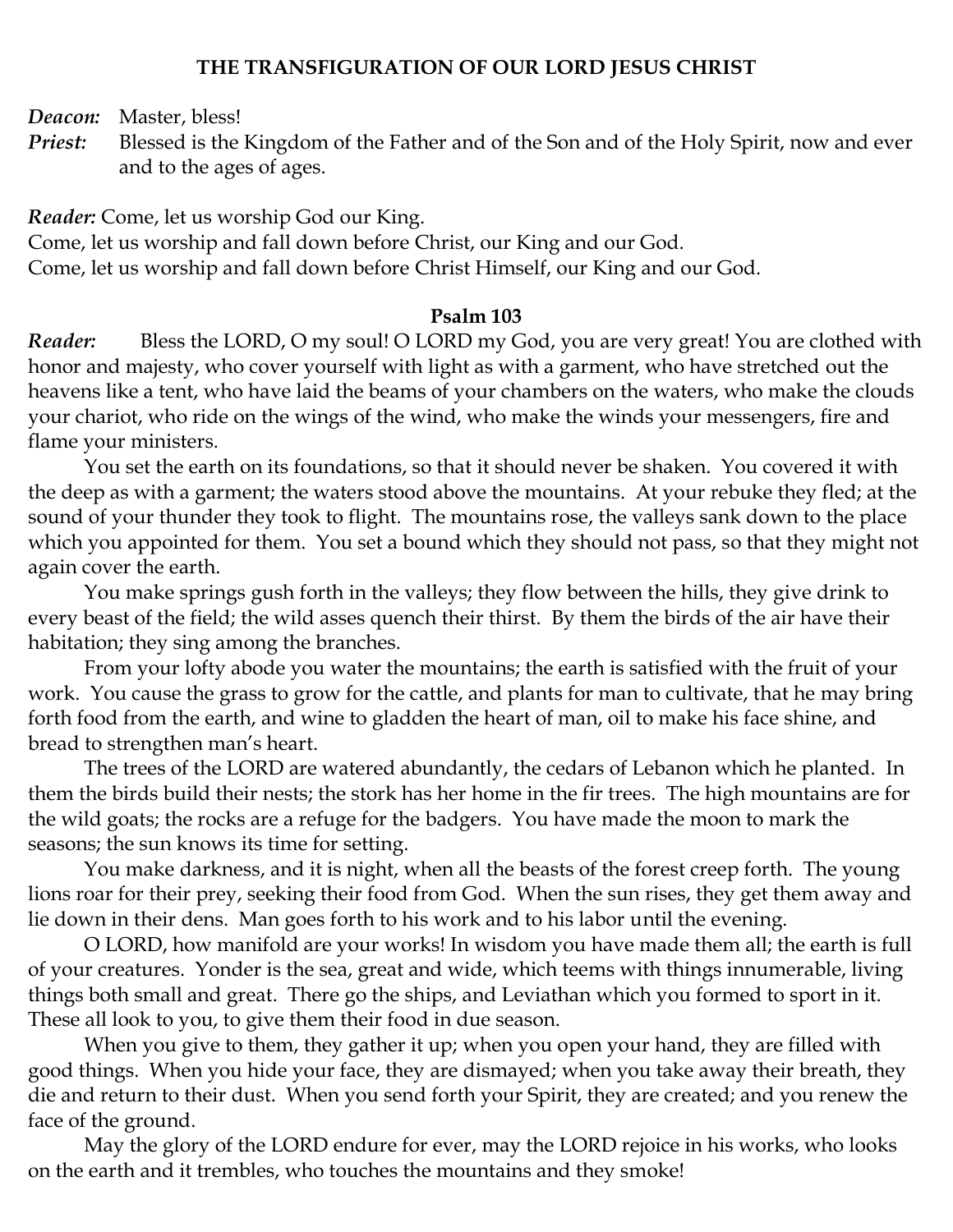# THE TRANSFIGURATION OF OUR LORD JESUS CHRIST

***Deacon:*** Master, bless!

***Priest:*** Blessed is the Kingdom of the Father and of the Son and of the Holy Spirit, now and ever and to the ages of ages.

***Reader:*** Come, let us worship God our King.
Come, let us worship and fall down before Christ, our King and our God.
Come, let us worship and fall down before Christ Himself, our King and our God.

## Psalm 103

***Reader:*** Bless the LORD, O my soul! O LORD my God, you are very great! You are clothed with honor and majesty, who cover yourself with light as with a garment, who have stretched out the heavens like a tent, who have laid the beams of your chambers on the waters, who make the clouds your chariot, who ride on the wings of the wind, who make the winds your messengers, fire and flame your ministers.

You set the earth on its foundations, so that it should never be shaken. You covered it with the deep as with a garment; the waters stood above the mountains. At your rebuke they fled; at the sound of your thunder they took to flight. The mountains rose, the valleys sank down to the place which you appointed for them. You set a bound which they should not pass, so that they might not again cover the earth.

You make springs gush forth in the valleys; they flow between the hills, they give drink to every beast of the field; the wild asses quench their thirst. By them the birds of the air have their habitation; they sing among the branches.

From your lofty abode you water the mountains; the earth is satisfied with the fruit of your work. You cause the grass to grow for the cattle, and plants for man to cultivate, that he may bring forth food from the earth, and wine to gladden the heart of man, oil to make his face shine, and bread to strengthen man's heart.

The trees of the LORD are watered abundantly, the cedars of Lebanon which he planted. In them the birds build their nests; the stork has her home in the fir trees. The high mountains are for the wild goats; the rocks are a refuge for the badgers. You have made the moon to mark the seasons; the sun knows its time for setting.

You make darkness, and it is night, when all the beasts of the forest creep forth. The young lions roar for their prey, seeking their food from God. When the sun rises, they get them away and lie down in their dens. Man goes forth to his work and to his labor until the evening.

O LORD, how manifold are your works! In wisdom you have made them all; the earth is full of your creatures. Yonder is the sea, great and wide, which teems with things innumerable, living things both small and great. There go the ships, and Leviathan which you formed to sport in it. These all look to you, to give them their food in due season.

When you give to them, they gather it up; when you open your hand, they are filled with good things. When you hide your face, they are dismayed; when you take away their breath, they die and return to their dust. When you send forth your Spirit, they are created; and you renew the face of the ground.

May the glory of the LORD endure for ever, may the LORD rejoice in his works, who looks on the earth and it trembles, who touches the mountains and they smoke!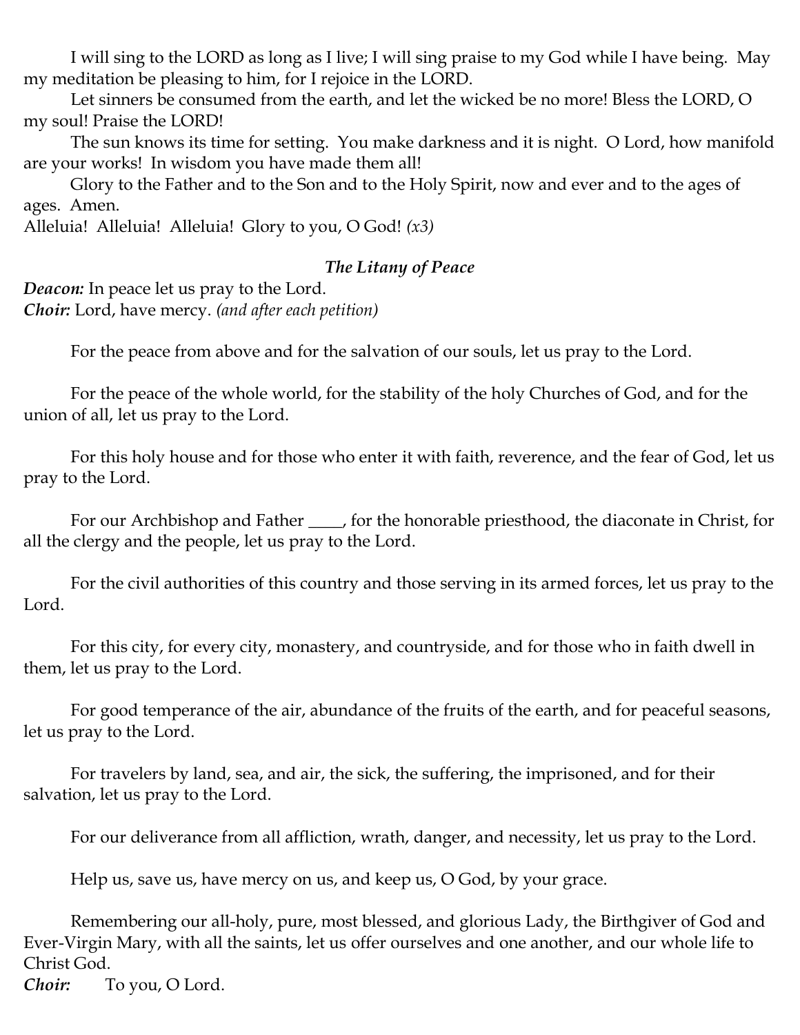I will sing to the LORD as long as I live; I will sing praise to my God while I have being. May my meditation be pleasing to him, for I rejoice in the LORD.

Let sinners be consumed from the earth, and let the wicked be no more! Bless the LORD, O my soul! Praise the LORD!

The sun knows its time for setting. You make darkness and it is night. O Lord, how manifold are your works! In wisdom you have made them all!

Glory to the Father and to the Son and to the Holy Spirit, now and ever and to the ages of ages. Amen.

Alleluia! Alleluia! Alleluia! Glory to you, O God! *(x3)*

### *The Litany of Peace*

***Deacon:*** In peace let us pray to the Lord.
***Choir:*** Lord, have mercy. *(and after each petition)*

For the peace from above and for the salvation of our souls, let us pray to the Lord.

For the peace of the whole world, for the stability of the holy Churches of God, and for the union of all, let us pray to the Lord.

For this holy house and for those who enter it with faith, reverence, and the fear of God, let us pray to the Lord.

For our Archbishop and Father ____, for the honorable priesthood, the diaconate in Christ, for all the clergy and the people, let us pray to the Lord.

For the civil authorities of this country and those serving in its armed forces, let us pray to the Lord.

For this city, for every city, monastery, and countryside, and for those who in faith dwell in them, let us pray to the Lord.

For good temperance of the air, abundance of the fruits of the earth, and for peaceful seasons, let us pray to the Lord.

For travelers by land, sea, and air, the sick, the suffering, the imprisoned, and for their salvation, let us pray to the Lord.

For our deliverance from all affliction, wrath, danger, and necessity, let us pray to the Lord.

Help us, save us, have mercy on us, and keep us, O God, by your grace.

Remembering our all-holy, pure, most blessed, and glorious Lady, the Birthgiver of God and Ever-Virgin Mary, with all the saints, let us offer ourselves and one another, and our whole life to Christ God.

***Choir:*** To you, O Lord.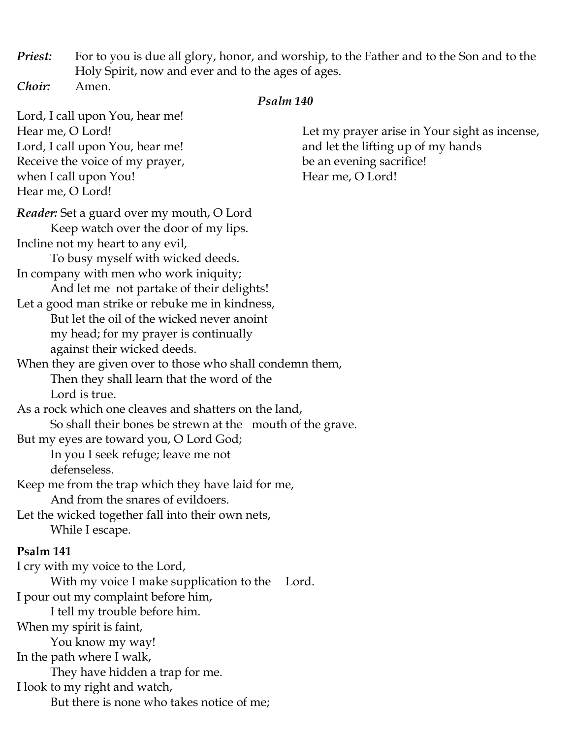***Priest:*** For to you is due all glory, honor, and worship, to the Father and to the Son and to the Holy Spirit, now and ever and to the ages of ages.

***Choir:*** Amen.

### *Psalm 140*

Lord, I call upon You, hear me!
Hear me, O Lord!
Lord, I call upon You, hear me!
Receive the voice of my prayer,
when I call upon You!
Hear me, O Lord!

Let my prayer arise in Your sight as incense,
and let the lifting up of my hands
be an evening sacrifice!
Hear me, O Lord!

***Reader:*** Set a guard over my mouth, O Lord
　　Keep watch over the door of my lips.
Incline not my heart to any evil,
　　To busy myself with wicked deeds.
In company with men who work iniquity;
　　And let me not partake of their delights!
Let a good man strike or rebuke me in kindness,
　　But let the oil of the wicked never anoint my head; for my prayer is continually against their wicked deeds.
When they are given over to those who shall condemn them,
　　Then they shall learn that the word of the Lord is true.
As a rock which one cleaves and shatters on the land,
　　So shall their bones be strewn at the mouth of the grave.
But my eyes are toward you, O Lord God;
　　In you I seek refuge; leave me not defenseless.
Keep me from the trap which they have laid for me,
　　And from the snares of evildoers.
Let the wicked together fall into their own nets,
　　While I escape.

### **Psalm 141**

I cry with my voice to the Lord,
　　With my voice I make supplication to the Lord.
I pour out my complaint before him,
　　I tell my trouble before him.
When my spirit is faint,
　　You know my way!
In the path where I walk,
　　They have hidden a trap for me.
I look to my right and watch,
　　But there is none who takes notice of me;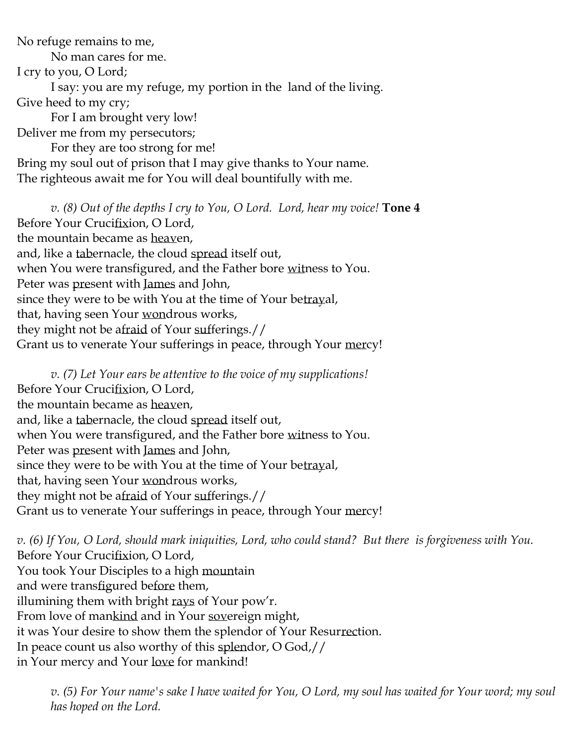No refuge remains to me,
    No man cares for me.
I cry to you, O Lord;
    I say: you are my refuge, my portion in the land of the living.
Give heed to my cry;
    For I am brought very low!
Deliver me from my persecutors;
    For they are too strong for me!
Bring my soul out of prison that I may give thanks to Your name.
The righteous await me for You will deal bountifully with me.

*v. (8) Out of the depths I cry to You, O Lord. Lord, hear my voice!* **Tone 4**
Before Your Crucifixion, O Lord,
the mountain became as heaven,
and, like a tabernacle, the cloud spread itself out,
when You were transfigured, and the Father bore witness to You.
Peter was present with James and John,
since they were to be with You at the time of Your betrayal,
that, having seen Your wondrous works,
they might not be afraid of Your sufferings.//
Grant us to venerate Your sufferings in peace, through Your mercy!

*v. (7) Let Your ears be attentive to the voice of my supplications!*
Before Your Crucifixion, O Lord,
the mountain became as heaven,
and, like a tabernacle, the cloud spread itself out,
when You were transfigured, and the Father bore witness to You.
Peter was present with James and John,
since they were to be with You at the time of Your betrayal,
that, having seen Your wondrous works,
they might not be afraid of Your sufferings.//
Grant us to venerate Your sufferings in peace, through Your mercy!

*v. (6) If You, O Lord, should mark iniquities, Lord, who could stand? But there is forgiveness with You.*
Before Your Crucifixion, O Lord,
You took Your Disciples to a high mountain
and were transfigured before them,
illumining them with bright rays of Your pow'r.
From love of mankind and in Your sovereign might,
it was Your desire to show them the splendor of Your Resurrection.
In peace count us also worthy of this splendor, O God,//
in Your mercy and Your love for mankind!

*v. (5) For Your name's sake I have waited for You, O Lord, my soul has waited for Your word; my soul has hoped on the Lord.*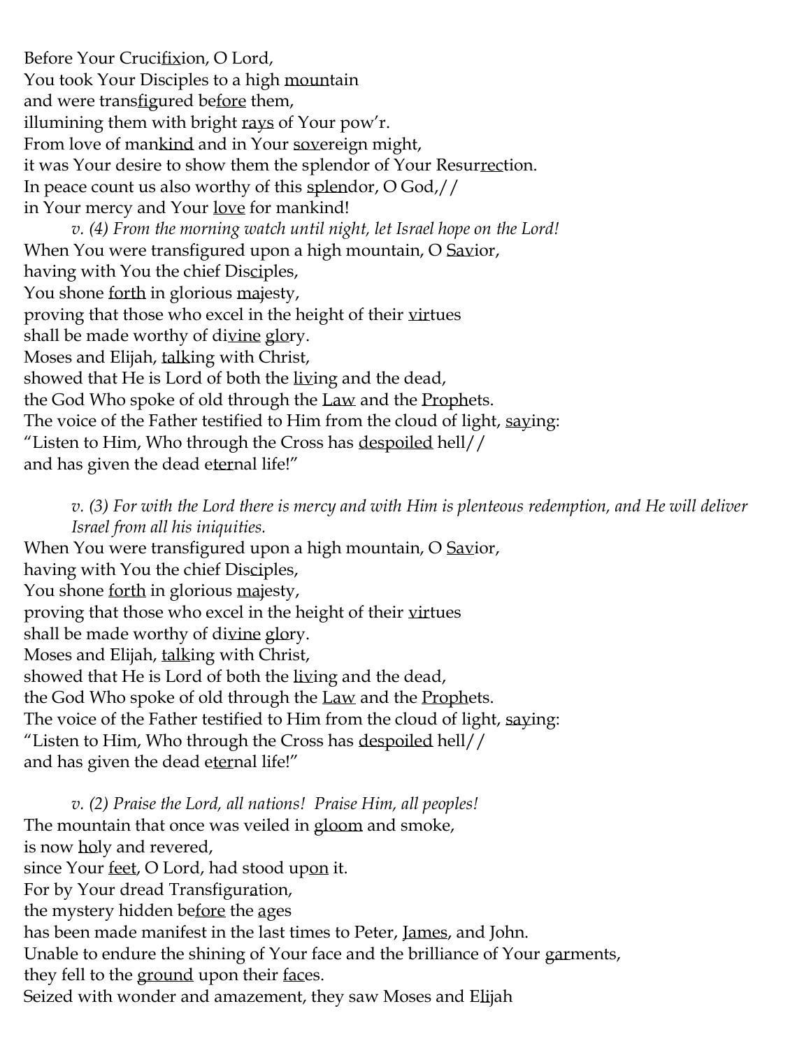Before Your Crucifixion, O Lord,
You took Your Disciples to a high mountain
and were transfigured before them,
illumining them with bright rays of Your pow'r.
From love of mankind and in Your sovereign might,
it was Your desire to show them the splendor of Your Resurrection.
In peace count us also worthy of this splendor, O God,//
in Your mercy and Your love for mankind!

*v. (4) From the morning watch until night, let Israel hope on the Lord!*

When You were transfigured upon a high mountain, O Savior,
having with You the chief Disciples,
You shone forth in glorious majesty,
proving that those who excel in the height of their virtues
shall be made worthy of divine glory.
Moses and Elijah, talking with Christ,
showed that He is Lord of both the living and the dead,
the God Who spoke of old through the Law and the Prophets.
The voice of the Father testified to Him from the cloud of light, saying:
"Listen to Him, Who through the Cross has despoiled hell//
and has given the dead eternal life!"

*v. (3) For with the Lord there is mercy and with Him is plenteous redemption, and He will deliver Israel from all his iniquities.*

When You were transfigured upon a high mountain, O Savior,
having with You the chief Disciples,
You shone forth in glorious majesty,
proving that those who excel in the height of their virtues
shall be made worthy of divine glory.
Moses and Elijah, talking with Christ,
showed that He is Lord of both the living and the dead,
the God Who spoke of old through the Law and the Prophets.
The voice of the Father testified to Him from the cloud of light, saying:
"Listen to Him, Who through the Cross has despoiled hell//
and has given the dead eternal life!"

*v. (2) Praise the Lord, all nations! Praise Him, all peoples!*

The mountain that once was veiled in gloom and smoke,
is now holy and revered,
since Your feet, O Lord, had stood upon it.
For by Your dread Transfiguration,
the mystery hidden before the ages
has been made manifest in the last times to Peter, James, and John.
Unable to endure the shining of Your face and the brilliance of Your garments,
they fell to the ground upon their faces.
Seized with wonder and amazement, they saw Moses and Elijah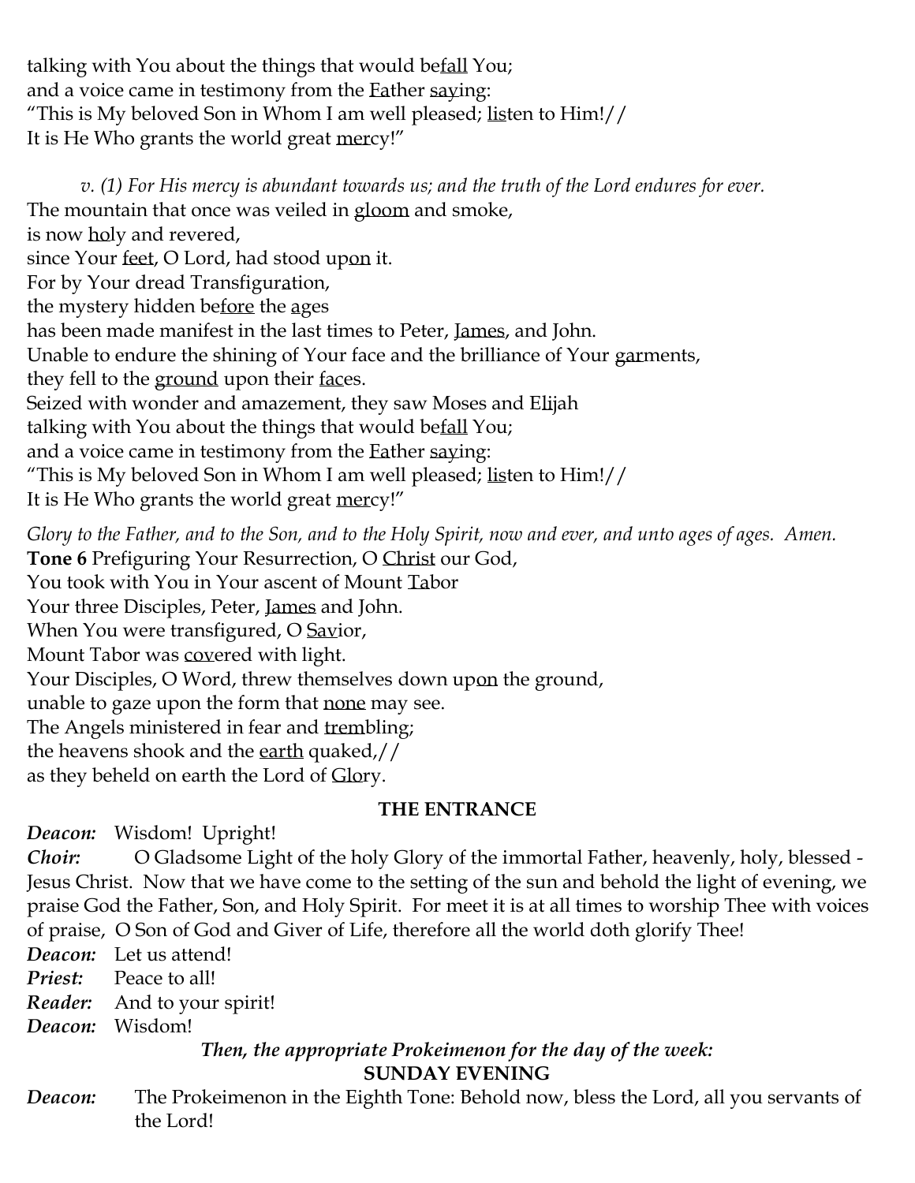talking with You about the things that would be<u>fall</u> You;
and a voice came in testimony from the <u>Fa</u>ther <u>say</u>ing:
"This is My beloved Son in Whom I am well pleased; <u>lis</u>ten to Him!//
It is He Who grants the world great <u>mer</u>cy!"

*v. (1) For His mercy is abundant towards us; and the truth of the Lord endures for ever.*
The mountain that once was veiled in <u>gloom</u> and smoke,
is now <u>ho</u>ly and revered,
since Your <u>feet</u>, O Lord, had stood up<u>on</u> it.
For by Your dread Transfigur<u>a</u>tion,
the mystery hidden be<u>fore</u> the <u>a</u>ges
has been made manifest in the last times to Peter, <u>James</u>, and John.
Unable to endure the shining of Your face and the brilliance of Your <u>gar</u>ments,
they fell to the <u>ground</u> upon their <u>fac</u>es.
Seized with wonder and amazement, they saw Moses and E<u>li</u>jah
talking with You about the things that would be<u>fall</u> You;
and a voice came in testimony from the <u>Fa</u>ther <u>say</u>ing:
"This is My beloved Son in Whom I am well pleased; <u>lis</u>ten to Him!//
It is He Who grants the world great <u>mer</u>cy!"

*Glory to the Father, and to the Son, and to the Holy Spirit, now and ever, and unto ages of ages. Amen.*
**Tone 6** Prefiguring Your Resurrection, O <u>Christ</u> our God,
You took with You in Your ascent of Mount <u>Ta</u>bor
Your three Disciples, Peter, <u>James</u> and John.
When You were transfigured, O <u>Sav</u>ior,
Mount Tabor was <u>cov</u>ered with light.
Your Disciples, O Word, threw themselves down up<u>on</u> the ground,
unable to gaze upon the form that <u>none</u> may see.
The Angels ministered in fear and <u>trem</u>bling;
the heavens shook and the <u>earth</u> quaked,//
as they beheld on earth the Lord of <u>Glo</u>ry.

**THE ENTRANCE**

***Deacon:*** Wisdom! Upright!
***Choir:*** O Gladsome Light of the holy Glory of the immortal Father, heavenly, holy, blessed - Jesus Christ. Now that we have come to the setting of the sun and behold the light of evening, we praise God the Father, Son, and Holy Spirit. For meet it is at all times to worship Thee with voices of praise, O Son of God and Giver of Life, therefore all the world doth glorify Thee!
***Deacon:*** Let us attend!
***Priest:*** Peace to all!
***Reader:*** And to your spirit!
***Deacon:*** Wisdom!

***Then, the appropriate Prokeimenon for the day of the week:***

**SUNDAY EVENING**

***Deacon:*** The Prokeimenon in the Eighth Tone: Behold now, bless the Lord, all you servants of the Lord!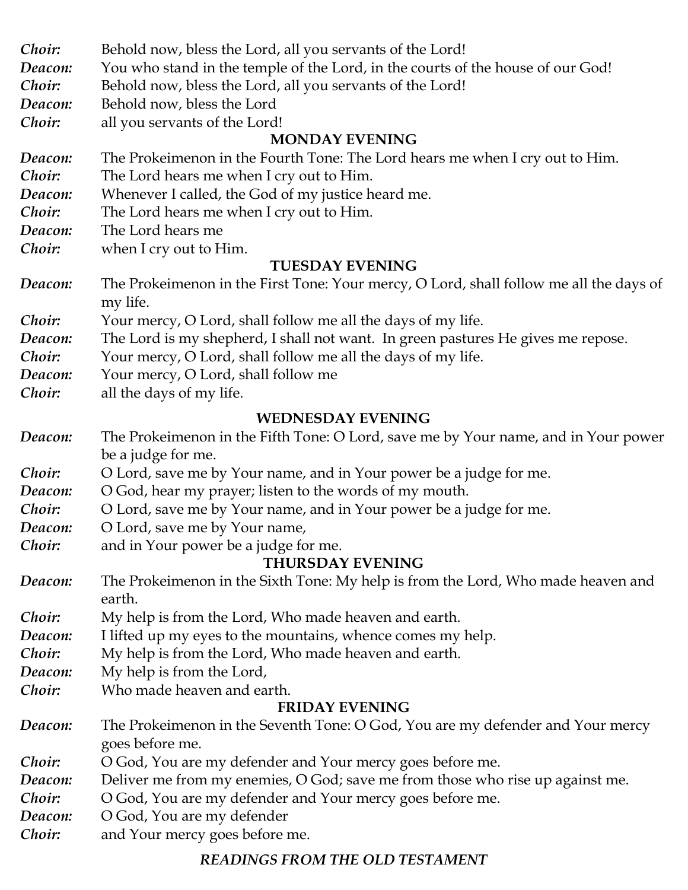*Choir:* Behold now, bless the Lord, all you servants of the Lord!
*Deacon:* You who stand in the temple of the Lord, in the courts of the house of our God!
*Choir:* Behold now, bless the Lord, all you servants of the Lord!
*Deacon:* Behold now, bless the Lord
*Choir:* all you servants of the Lord!

**MONDAY EVENING**

*Deacon:* The Prokeimenon in the Fourth Tone: The Lord hears me when I cry out to Him.
*Choir:* The Lord hears me when I cry out to Him.
*Deacon:* Whenever I called, the God of my justice heard me.
*Choir:* The Lord hears me when I cry out to Him.
*Deacon:* The Lord hears me
*Choir:* when I cry out to Him.

**TUESDAY EVENING**

*Deacon:* The Prokeimenon in the First Tone: Your mercy, O Lord, shall follow me all the days of my life.
*Choir:* Your mercy, O Lord, shall follow me all the days of my life.
*Deacon:* The Lord is my shepherd, I shall not want. In green pastures He gives me repose.
*Choir:* Your mercy, O Lord, shall follow me all the days of my life.
*Deacon:* Your mercy, O Lord, shall follow me
*Choir:* all the days of my life.

**WEDNESDAY EVENING**

*Deacon:* The Prokeimenon in the Fifth Tone: O Lord, save me by Your name, and in Your power be a judge for me.
*Choir:* O Lord, save me by Your name, and in Your power be a judge for me.
*Deacon:* O God, hear my prayer; listen to the words of my mouth.
*Choir:* O Lord, save me by Your name, and in Your power be a judge for me.
*Deacon:* O Lord, save me by Your name,
*Choir:* and in Your power be a judge for me.

**THURSDAY EVENING**

*Deacon:* The Prokeimenon in the Sixth Tone: My help is from the Lord, Who made heaven and earth.
*Choir:* My help is from the Lord, Who made heaven and earth.
*Deacon:* I lifted up my eyes to the mountains, whence comes my help.
*Choir:* My help is from the Lord, Who made heaven and earth.
*Deacon:* My help is from the Lord,
*Choir:* Who made heaven and earth.

**FRIDAY EVENING**

*Deacon:* The Prokeimenon in the Seventh Tone: O God, You are my defender and Your mercy goes before me.
*Choir:* O God, You are my defender and Your mercy goes before me.
*Deacon:* Deliver me from my enemies, O God; save me from those who rise up against me.
*Choir:* O God, You are my defender and Your mercy goes before me.
*Deacon:* O God, You are my defender
*Choir:* and Your mercy goes before me.

***READINGS FROM THE OLD TESTAMENT***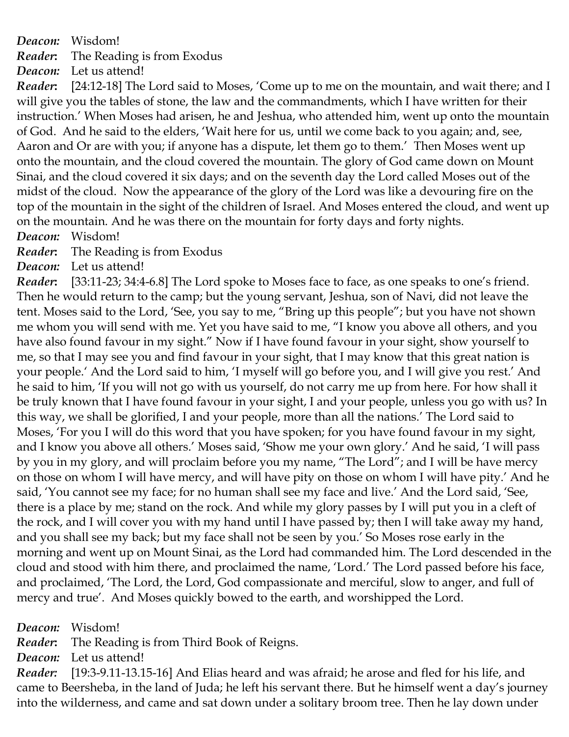***Deacon:*** Wisdom!

***Reader*:** The Reading is from Exodus

***Deacon:*** Let us attend!

***Reader*:** [24:12-18] The Lord said to Moses, 'Come up to me on the mountain, and wait there; and I will give you the tables of stone, the law and the commandments, which I have written for their instruction.' When Moses had arisen, he and Jeshua, who attended him, went up onto the mountain of God. And he said to the elders, 'Wait here for us, until we come back to you again; and, see, Aaron and Or are with you; if anyone has a dispute, let them go to them.' Then Moses went up onto the mountain, and the cloud covered the mountain. The glory of God came down on Mount Sinai, and the cloud covered it six days; and on the seventh day the Lord called Moses out of the midst of the cloud. Now the appearance of the glory of the Lord was like a devouring fire on the top of the mountain in the sight of the children of Israel. And Moses entered the cloud, and went up on the mountain. And he was there on the mountain for forty days and forty nights.

***Deacon:*** Wisdom!

***Reader*:** The Reading is from Exodus

***Deacon:*** Let us attend!

***Reader*:** [33:11-23; 34:4-6.8] The Lord spoke to Moses face to face, as one speaks to one's friend. Then he would return to the camp; but the young servant, Jeshua, son of Navi, did not leave the tent. Moses said to the Lord, 'See, you say to me, "Bring up this people"; but you have not shown me whom you will send with me. Yet you have said to me, "I know you above all others, and you have also found favour in my sight." Now if I have found favour in your sight, show yourself to me, so that I may see you and find favour in your sight, that I may know that this great nation is your people.' And the Lord said to him, 'I myself will go before you, and I will give you rest.' And he said to him, 'If you will not go with us yourself, do not carry me up from here. For how shall it be truly known that I have found favour in your sight, I and your people, unless you go with us? In this way, we shall be glorified, I and your people, more than all the nations.' The Lord said to Moses, 'For you I will do this word that you have spoken; for you have found favour in my sight, and I know you above all others.' Moses said, 'Show me your own glory.' And he said, 'I will pass by you in my glory, and will proclaim before you my name, "The Lord"; and I will be have mercy on those on whom I will have mercy, and will have pity on those on whom I will have pity.' And he said, 'You cannot see my face; for no human shall see my face and live.' And the Lord said, 'See, there is a place by me; stand on the rock. And while my glory passes by I will put you in a cleft of the rock, and I will cover you with my hand until I have passed by; then I will take away my hand, and you shall see my back; but my face shall not be seen by you.' So Moses rose early in the morning and went up on Mount Sinai, as the Lord had commanded him. The Lord descended in the cloud and stood with him there, and proclaimed the name, 'Lord.' The Lord passed before his face, and proclaimed, 'The Lord, the Lord, God compassionate and merciful, slow to anger, and full of mercy and true'. And Moses quickly bowed to the earth, and worshipped the Lord.

***Deacon:*** Wisdom!

***Reader*:** The Reading is from Third Book of Reigns.

***Deacon:*** Let us attend!

***Reader:*** [19:3-9.11-13.15-16] And Elias heard and was afraid; he arose and fled for his life, and came to Beersheba, in the land of Juda; he left his servant there. But he himself went a day's journey into the wilderness, and came and sat down under a solitary broom tree. Then he lay down under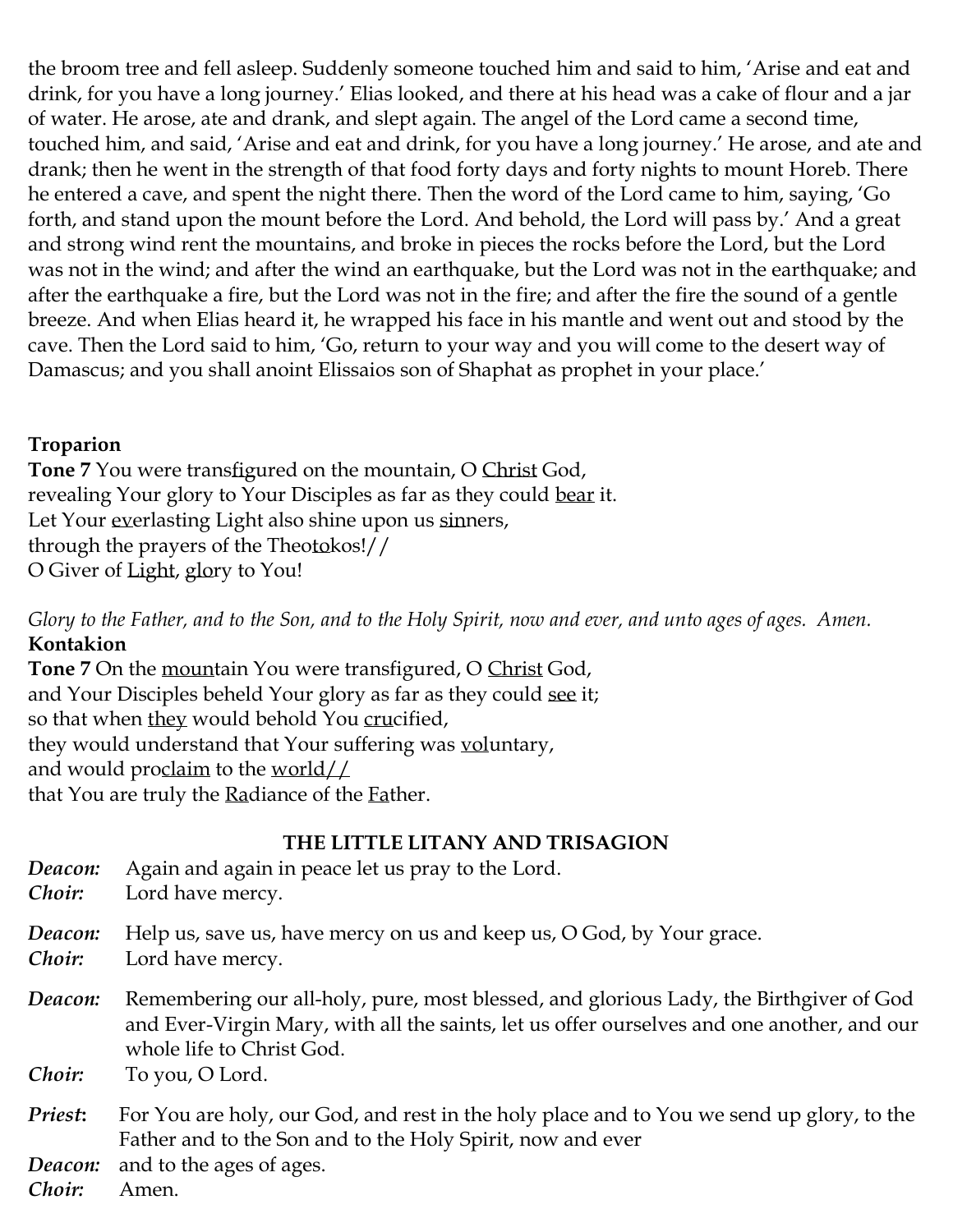the broom tree and fell asleep. Suddenly someone touched him and said to him, 'Arise and eat and drink, for you have a long journey.' Elias looked, and there at his head was a cake of flour and a jar of water. He arose, ate and drank, and slept again. The angel of the Lord came a second time, touched him, and said, 'Arise and eat and drink, for you have a long journey.' He arose, and ate and drank; then he went in the strength of that food forty days and forty nights to mount Horeb. There he entered a cave, and spent the night there. Then the word of the Lord came to him, saying, 'Go forth, and stand upon the mount before the Lord. And behold, the Lord will pass by.' And a great and strong wind rent the mountains, and broke in pieces the rocks before the Lord, but the Lord was not in the wind; and after the wind an earthquake, but the Lord was not in the earthquake; and after the earthquake a fire, but the Lord was not in the fire; and after the fire the sound of a gentle breeze. And when Elias heard it, he wrapped his face in his mantle and went out and stood by the cave. Then the Lord said to him, 'Go, return to your way and you will come to the desert way of Damascus; and you shall anoint Elissaios son of Shaphat as prophet in your place.'

**Troparion**

**Tone 7** You were transfigured on the mountain, O Christ God,
revealing Your glory to Your Disciples as far as they could bear it.
Let Your everlasting Light also shine upon us sinners,
through the prayers of the Theotokos!//
O Giver of Light, glory to You!

*Glory to the Father, and to the Son, and to the Holy Spirit, now and ever, and unto ages of ages. Amen.*

**Kontakion**

**Tone 7** On the mountain You were transfigured, O Christ God,
and Your Disciples beheld Your glory as far as they could see it;
so that when they would behold You crucified,
they would understand that Your suffering was voluntary,
and would proclaim to the world//
that You are truly the Radiance of the Father.

## THE LITTLE LITANY AND TRISAGION

***Deacon:*** Again and again in peace let us pray to the Lord.
***Choir:*** Lord have mercy.

***Deacon:*** Help us, save us, have mercy on us and keep us, O God, by Your grace.
***Choir:*** Lord have mercy.

***Deacon:*** Remembering our all-holy, pure, most blessed, and glorious Lady, the Birthgiver of God and Ever-Virgin Mary, with all the saints, let us offer ourselves and one another, and our whole life to Christ God.
***Choir:*** To you, O Lord.

***Priest*:** For You are holy, our God, and rest in the holy place and to You we send up glory, to the Father and to the Son and to the Holy Spirit, now and ever
***Deacon:*** and to the ages of ages.
***Choir:*** Amen.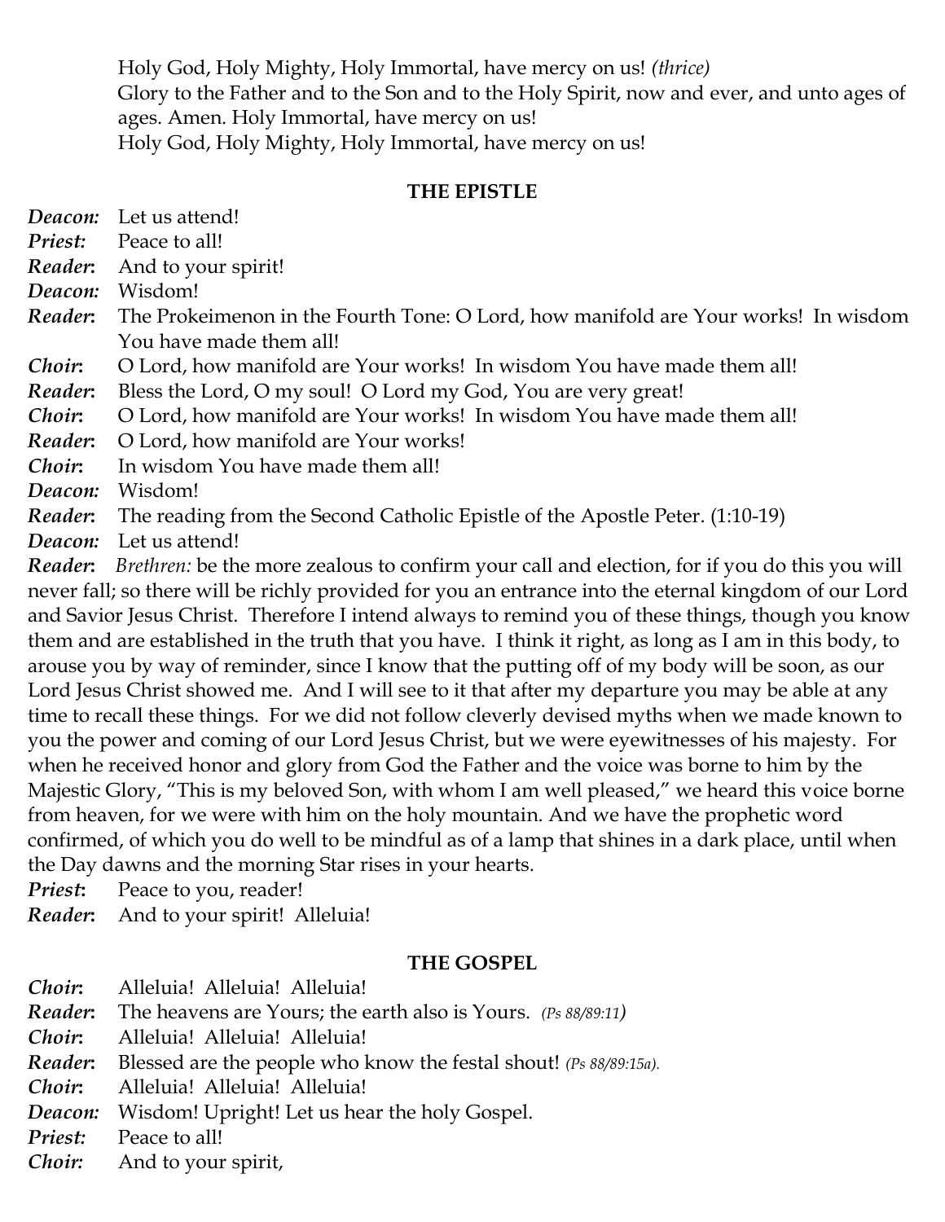Holy God, Holy Mighty, Holy Immortal, have mercy on us! *(thrice)*
Glory to the Father and to the Son and to the Holy Spirit, now and ever, and unto ages of ages. Amen. Holy Immortal, have mercy on us!
Holy God, Holy Mighty, Holy Immortal, have mercy on us!

**THE EPISTLE**

***Deacon:*** Let us attend!
***Priest:*** Peace to all!
***Reader*:** And to your spirit!
***Deacon:*** Wisdom!
***Reader*:** The Prokeimenon in the Fourth Tone: O Lord, how manifold are Your works! In wisdom You have made them all!
***Choir*:** O Lord, how manifold are Your works! In wisdom You have made them all!
***Reader*:** Bless the Lord, O my soul! O Lord my God, You are very great!
***Choir*:** O Lord, how manifold are Your works! In wisdom You have made them all!
***Reader*:** O Lord, how manifold are Your works!
***Choir*:** In wisdom You have made them all!
***Deacon:*** Wisdom!
***Reader*:** The reading from the Second Catholic Epistle of the Apostle Peter. (1:10-19)
***Deacon:*** Let us attend!
***Reader*:** *Brethren:* be the more zealous to confirm your call and election, for if you do this you will never fall; so there will be richly provided for you an entrance into the eternal kingdom of our Lord and Savior Jesus Christ. Therefore I intend always to remind you of these things, though you know them and are established in the truth that you have. I think it right, as long as I am in this body, to arouse you by way of reminder, since I know that the putting off of my body will be soon, as our Lord Jesus Christ showed me. And I will see to it that after my departure you may be able at any time to recall these things. For we did not follow cleverly devised myths when we made known to you the power and coming of our Lord Jesus Christ, but we were eyewitnesses of his majesty. For when he received honor and glory from God the Father and the voice was borne to him by the Majestic Glory, "This is my beloved Son, with whom I am well pleased," we heard this voice borne from heaven, for we were with him on the holy mountain. And we have the prophetic word confirmed, of which you do well to be mindful as of a lamp that shines in a dark place, until when the Day dawns and the morning Star rises in your hearts.
***Priest*:** Peace to you, reader!
***Reader*:** And to your spirit! Alleluia!

**THE GOSPEL**

***Choir*:** Alleluia! Alleluia! Alleluia!
***Reader*:** The heavens are Yours; the earth also is Yours. *(Ps 88/89:11)*
***Choir*:** Alleluia! Alleluia! Alleluia!
***Reader*:** Blessed are the people who know the festal shout! *(Ps 88/89:15a).*
***Choir*:** Alleluia! Alleluia! Alleluia!
***Deacon:*** Wisdom! Upright! Let us hear the holy Gospel.
***Priest:*** Peace to all!
***Choir:*** And to your spirit,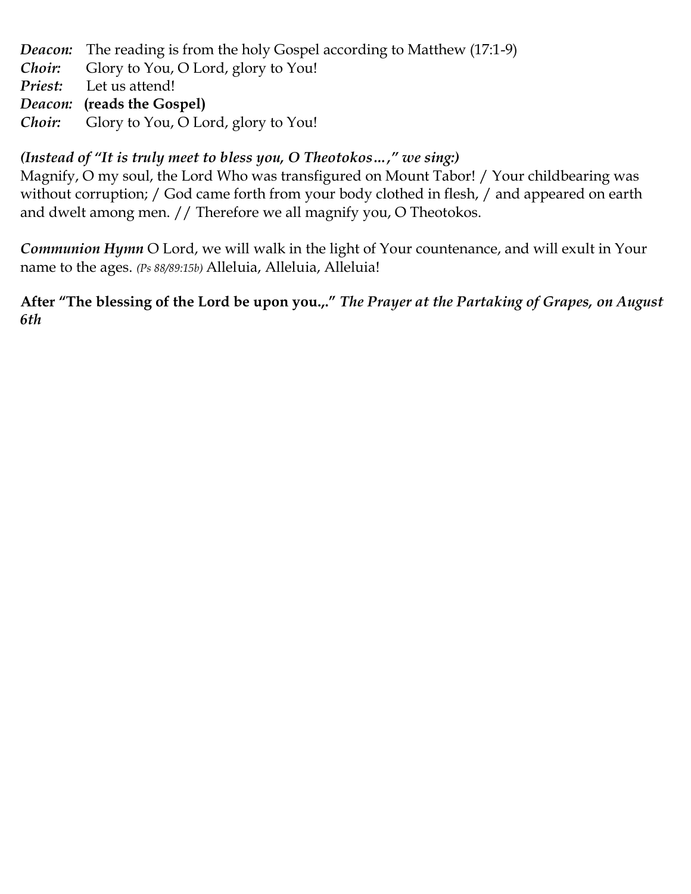***Deacon:*** The reading is from the holy Gospel according to Matthew (17:1-9)
***Choir:*** Glory to You, O Lord, glory to You!
***Priest:*** Let us attend!
***Deacon:*** **(reads the Gospel)**
***Choir:*** Glory to You, O Lord, glory to You!

***(Instead of "It is truly meet to bless you, O Theotokos…," we sing:)***
Magnify, O my soul, the Lord Who was transfigured on Mount Tabor! / Your childbearing was without corruption; / God came forth from your body clothed in flesh, / and appeared on earth and dwelt among men. // Therefore we all magnify you, O Theotokos.

***Communion Hymn*** O Lord, we will walk in the light of Your countenance, and will exult in Your name to the ages. *(Ps 88/89:15b)* Alleluia, Alleluia, Alleluia!

**After "The blessing of the Lord be upon you.,."** ***The Prayer at the Partaking of Grapes, on August 6th***